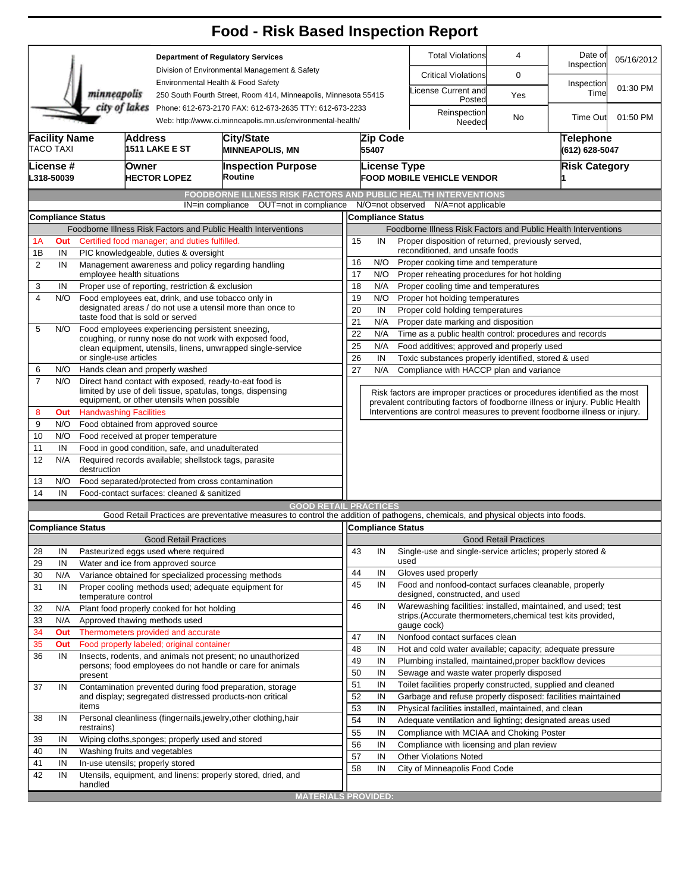# Food - Risk Based Inspection Report

**Department of Regulatory Services**
Division of Environmental Management & Safety
Environmental Health & Food Safety
250 South Fourth Street, Room 414, Minneapolis, Minnesota 55415
Phone: 612-673-2170 FAX: 612-673-2635 TTY: 612-673-2233
Web: http://www.ci.minneapolis.mn.us/environmental-health/

minneapolis city of lakes

| | | | |
|---|---|---|---|
| Total Violations | 4 | Date of Inspection | 05/16/2012 |
| Critical Violations | 0 | Inspection Time | 01:30 PM |
| License Current and Posted | Yes | | |
| Reinspection Needed | No | Time Out | 01:50 PM |

| Facility Name | Address | City/State | Zip Code | Telephone |
|---|---|---|---|---|
| TACO TAXI | 1511 LAKE E ST | MINNEAPOLIS, MN | 55407 | (612) 628-5047 |

| License # | Owner | Inspection Purpose | License Type | Risk Category |
|---|---|---|---|---|
| L318-50039 | HECTOR LOPEZ | Routine | FOOD MOBILE VEHICLE VENDOR | 1 |

## FOODBORNE ILLNESS RISK FACTORS AND PUBLIC HEALTH INTERVENTIONS

IN=in compliance OUT=not in compliance N/O=not observed N/A=not applicable

**Compliance Status** — Foodborne Illness Risk Factors and Public Health Interventions

| # | Status | Item |
|---|---|---|
| 1A | Out | Certified food manager; and duties fulfilled. |
| 1B | IN | PIC knowledgeable, duties & oversight |
| 2 | IN | Management awareness and policy regarding handling employee health situations |
| 3 | IN | Proper use of reporting, restriction & exclusion |
| 4 | N/O | Food employees eat, drink, and use tobacco only in designated areas / do not use a utensil more than once to taste food that is sold or served |
| 5 | N/O | Food employees experiencing persistent sneezing, coughing, or runny nose do not work with exposed food, clean equipment, utensils, linens, unwrapped single-service or single-use articles |
| 6 | N/O | Hands clean and properly washed |
| 7 | N/O | Direct hand contact with exposed, ready-to-eat food is limited by use of deli tissue, spatulas, tongs, dispensing equipment, or other utensils when possible |
| 8 | Out | Handwashing Facilities |
| 9 | N/O | Food obtained from approved source |
| 10 | N/O | Food received at proper temperature |
| 11 | IN | Food in good condition, safe, and unadulterated |
| 12 | N/A | Required records available; shellstock tags, parasite destruction |
| 13 | N/O | Food separated/protected from cross contamination |
| 14 | IN | Food-contact surfaces: cleaned & sanitized |
| 15 | IN | Proper disposition of returned, previously served, reconditioned, and unsafe foods |
| 16 | N/O | Proper cooking time and temperature |
| 17 | N/O | Proper reheating procedures for hot holding |
| 18 | N/A | Proper cooling time and temperatures |
| 19 | N/O | Proper hot holding temperatures |
| 20 | IN | Proper cold holding temperatures |
| 21 | N/A | Proper date marking and disposition |
| 22 | N/A | Time as a public health control: procedures and records |
| 25 | N/A | Food additives; approved and properly used |
| 26 | IN | Toxic substances properly identified, stored & used |
| 27 | N/A | Compliance with HACCP plan and variance |

Risk factors are improper practices or procedures identified as the most prevalent contributing factors of foodborne illness or injury. Public Health Interventions are control measures to prevent foodborne illness or injury.

## GOOD RETAIL PRACTICES

Good Retail Practices are preventative measures to control the addition of pathogens, chemicals, and physical objects into foods.

**Compliance Status** — Good Retail Practices

| # | Status | Item |
|---|---|---|
| 28 | IN | Pasteurized eggs used where required |
| 29 | IN | Water and ice from approved source |
| 30 | N/A | Variance obtained for specialized processing methods |
| 31 | IN | Proper cooling methods used; adequate equipment for temperature control |
| 32 | N/A | Plant food properly cooked for hot holding |
| 33 | N/A | Approved thawing methods used |
| 34 | Out | Thermometers provided and accurate |
| 35 | Out | Food properly labeled; original container |
| 36 | IN | Insects, rodents, and animals not present; no unauthorized persons; food employees do not handle or care for animals present |
| 37 | IN | Contamination prevented during food preparation, storage and display; segregated distressed products-non critical items |
| 38 | IN | Personal cleanliness (fingernails,jewelry,other clothing,hair restrains) |
| 39 | IN | Wiping cloths,sponges; properly used and stored |
| 40 | IN | Washing fruits and vegetables |
| 41 | IN | In-use utensils; properly stored |
| 42 | IN | Utensils, equipment, and linens: properly stored, dried, and handled |
| 43 | IN | Single-use and single-service articles; properly stored & used |
| 44 | IN | Gloves used properly |
| 45 | IN | Food and nonfood-contact surfaces cleanable, properly designed, constructed, and used |
| 46 | IN | Warewashing facilities: installed, maintained, and used; test strips.(Accurate thermometers,chemical test kits provided, gauge cock) |
| 47 | IN | Nonfood contact surfaces clean |
| 48 | IN | Hot and cold water available; capacity; adequate pressure |
| 49 | IN | Plumbing installed, maintained,proper backflow devices |
| 50 | IN | Sewage and waste water properly disposed |
| 51 | IN | Toilet facilities properly constructed, supplied and cleaned |
| 52 | IN | Garbage and refuse properly disposed: facilities maintained |
| 53 | IN | Physical facilities installed, maintained, and clean |
| 54 | IN | Adequate ventilation and lighting; designated areas used |
| 55 | IN | Compliance with MCIAA and Choking Poster |
| 56 | IN | Compliance with licensing and plan review |
| 57 | IN | Other Violations Noted |
| 58 | IN | City of Minneapolis Food Code |

## MATERIALS PROVIDED: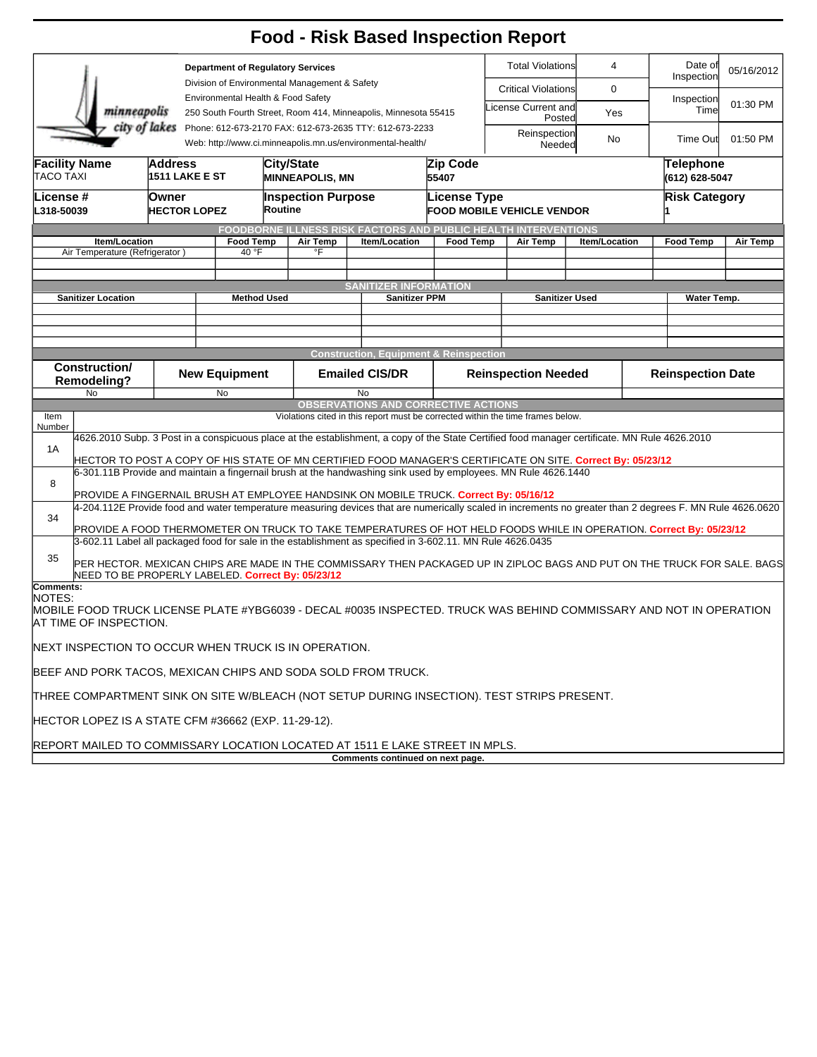# Food - Risk Based Inspection Report

Department of Regulatory Services
Division of Environmental Management & Safety
Environmental Health & Food Safety
250 South Fourth Street, Room 414, Minneapolis, Minnesota 55415
Phone: 612-673-2170 FAX: 612-673-2635 TTY: 612-673-2233
Web: http://www.ci.minneapolis.mn.us/environmental-health/

| | | | |
|---|---|---|---|
| Total Violations | 4 | Date of Inspection | 05/16/2012 |
| Critical Violations | 0 | Inspection Time | 01:30 PM |
| License Current and Posted | Yes | | |
| Reinspection Needed | No | Time Out | 01:50 PM |

| Facility Name | Address | City/State | Zip Code | Telephone |
|---|---|---|---|---|
| TACO TAXI | 1511 LAKE E ST | MINNEAPOLIS, MN | 55407 | (612) 628-5047 |

| License # | Owner | Inspection Purpose | License Type | Risk Category |
|---|---|---|---|---|
| L318-50039 | HECTOR LOPEZ | Routine | FOOD MOBILE VEHICLE VENDOR | 1 |

## FOODBORNE ILLNESS RISK FACTORS AND PUBLIC HEALTH INTERVENTIONS

| Item/Location | Food Temp | Air Temp | Item/Location | Food Temp | Air Temp | Item/Location | Food Temp | Air Temp |
|---|---|---|---|---|---|---|---|---|
| Air Temperature (Refrigerator ) | 40 °F | °F | | | | | | |

## SANITIZER INFORMATION

| Sanitizer Location | Method Used | Sanitizer PPM | Sanitizer Used | Water Temp. |
|---|---|---|---|---|
| | | | | |

## Construction, Equipment & Reinspection

| Construction/ Remodeling? | New Equipment | Emailed CIS/DR | Reinspection Needed | Reinspection Date |
|---|---|---|---|---|
| No | No | No | | |

## OBSERVATIONS AND CORRECTIVE ACTIONS

| Item Number | Violations cited in this report must be corrected within the time frames below. |
|---|---|
| 1A | 4626.2010 Subp. 3 Post in a conspicuous place at the establishment, a copy of the State Certified food manager certificate. MN Rule 4626.2010<br><br>HECTOR TO POST A COPY OF HIS STATE OF MN CERTIFIED FOOD MANAGER'S CERTIFICATE ON SITE. **Correct By: 05/23/12** |
| 8 | 6-301.11B Provide and maintain a fingernail brush at the handwashing sink used by employees. MN Rule 4626.1440<br><br>PROVIDE A FINGERNAIL BRUSH AT EMPLOYEE HANDSINK ON MOBILE TRUCK. **Correct By: 05/16/12** |
| 34 | 4-204.112E Provide food and water temperature measuring devices that are numerically scaled in increments no greater than 2 degrees F. MN Rule 4626.0620<br><br>PROVIDE A FOOD THERMOMETER ON TRUCK TO TAKE TEMPERATURES OF HOT HELD FOODS WHILE IN OPERATION. **Correct By: 05/23/12** |
| 35 | 3-602.11 Label all packaged food for sale in the establishment as specified in 3-602.11. MN Rule 4626.0435<br><br>PER HECTOR. MEXICAN CHIPS ARE MADE IN THE COMMISSARY THEN PACKAGED UP IN ZIPLOC BAGS AND PUT ON THE TRUCK FOR SALE. BAGS NEED TO BE PROPERLY LABELED. **Correct By: 05/23/12** |

**Comments:**

NOTES:

MOBILE FOOD TRUCK LICENSE PLATE #YBG6039 - DECAL #0035 INSPECTED. TRUCK WAS BEHIND COMMISSARY AND NOT IN OPERATION AT TIME OF INSPECTION.

NEXT INSPECTION TO OCCUR WHEN TRUCK IS IN OPERATION.

BEEF AND PORK TACOS, MEXICAN CHIPS AND SODA SOLD FROM TRUCK.

THREE COMPARTMENT SINK ON SITE W/BLEACH (NOT SETUP DURING INSPECTION). TEST STRIPS PRESENT.

HECTOR LOPEZ IS A STATE CFM #36662 (EXP. 11-29-12).

REPORT MAILED TO COMMISSARY LOCATION LOCATED AT 1511 E LAKE STREET IN MPLS.

**Comments continued on next page.**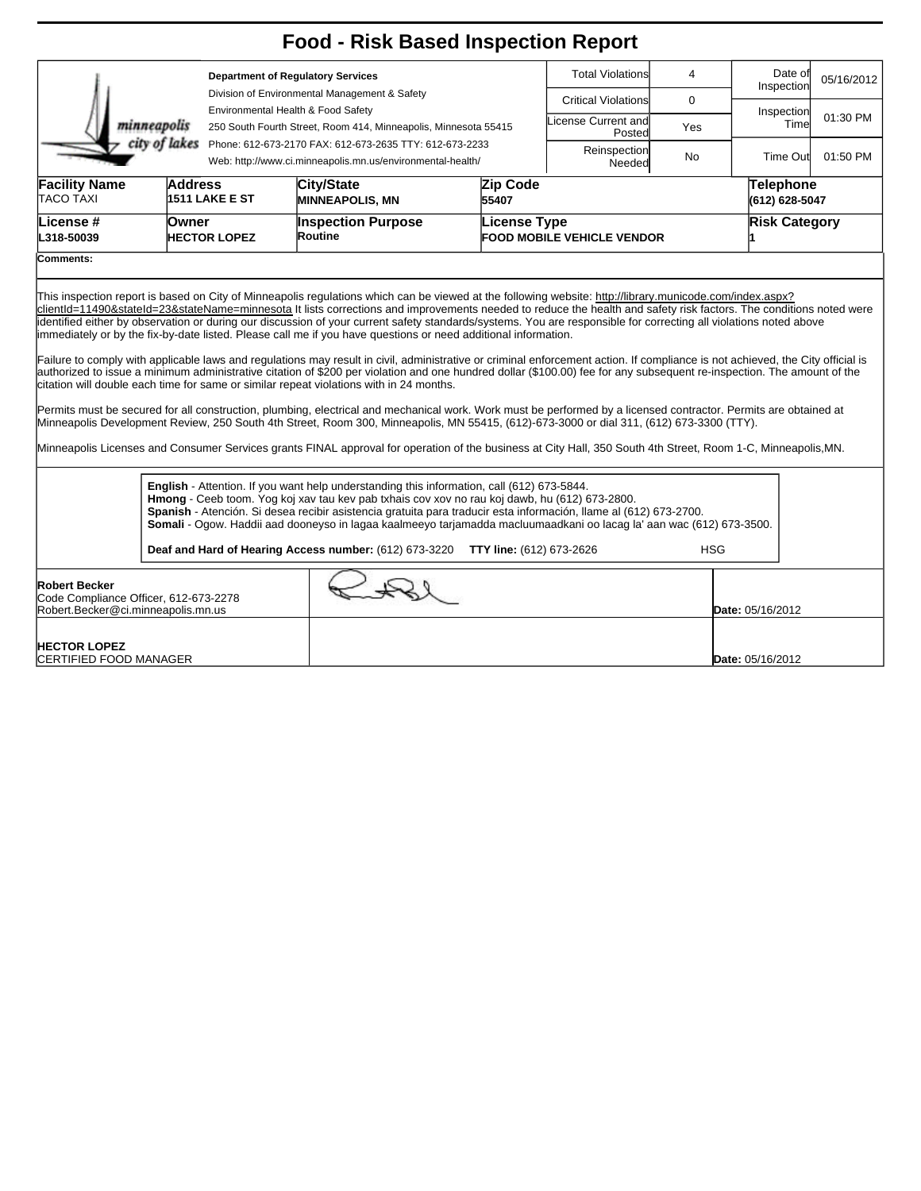# Food - Risk Based Inspection Report

| | | | | |
|---|---|---|---|---|
| **Department of Regulatory Services**<br>Division of Environmental Management & Safety<br>Environmental Health & Food Safety<br>250 South Fourth Street, Room 414, Minneapolis, Minnesota 55415<br>Phone: 612-673-2170 FAX: 612-673-2635 TTY: 612-673-2233<br>Web: http://www.ci.minneapolis.mn.us/environmental-health/ | Total Violations | 4 | Date of Inspection | 05/16/2012 |
| | Critical Violations | 0 | | |
| | License Current and Posted | Yes | Inspection Time | 01:30 PM |
| | Reinspection Needed | No | Time Out | 01:50 PM |

| Facility Name | Address | City/State | Zip Code | Telephone |
|---|---|---|---|---|
| TACO TAXI | 1511 LAKE E ST | MINNEAPOLIS, MN | 55407 | (612) 628-5047 |
| **License #** | **Owner** | **Inspection Purpose** | **License Type** | **Risk Category** |
| L318-50039 | HECTOR LOPEZ | Routine | FOOD MOBILE VEHICLE VENDOR | 1 |

**Comments:**

This inspection report is based on City of Minneapolis regulations which can be viewed at the following website: http://library.municode.com/index.aspx?clientId=11490&stateId=23&stateName=minnesota It lists corrections and improvements needed to reduce the health and safety risk factors. The conditions noted were identified either by observation or during our discussion of your current safety standards/systems. You are responsible for correcting all violations noted above immediately or by the fix-by-date listed. Please call me if you have questions or need additional information.

Failure to comply with applicable laws and regulations may result in civil, administrative or criminal enforcement action. If compliance is not achieved, the City official is authorized to issue a minimum administrative citation of $200 per violation and one hundred dollar ($100.00) fee for any subsequent re-inspection. The amount of the citation will double each time for same or similar repeat violations with in 24 months.

Permits must be secured for all construction, plumbing, electrical and mechanical work. Work must be performed by a licensed contractor. Permits are obtained at Minneapolis Development Review, 250 South 4th Street, Room 300, Minneapolis, MN 55415, (612)-673-3000 or dial 311, (612) 673-3300 (TTY).

Minneapolis Licenses and Consumer Services grants FINAL approval for operation of the business at City Hall, 350 South 4th Street, Room 1-C, Minneapolis,MN.

**English** - Attention. If you want help understanding this information, call (612) 673-5844.
**Hmong** - Ceeb toom. Yog koj xav tau kev pab txhais cov xov no rau koj dawb, hu (612) 673-2800.
**Spanish** - Atención. Si desea recibir asistencia gratuita para traducir esta información, llame al (612) 673-2700.
**Somali** - Ogow. Haddii aad dooneyso in lagaa kaalmeeyo tarjamadda macluumaadkani oo lacag la' aan wac (612) 673-3500.

**Deaf and Hard of Hearing Access number:** (612) 673-3220 **TTY line:** (612) 673-2626 HSG

| | | |
|---|---|---|
| **Robert Becker**<br>Code Compliance Officer, 612-673-2278<br>Robert.Becker@ci.minneapolis.mn.us | | **Date:** 05/16/2012 |
| **HECTOR LOPEZ**<br>CERTIFIED FOOD MANAGER | | **Date:** 05/16/2012 |